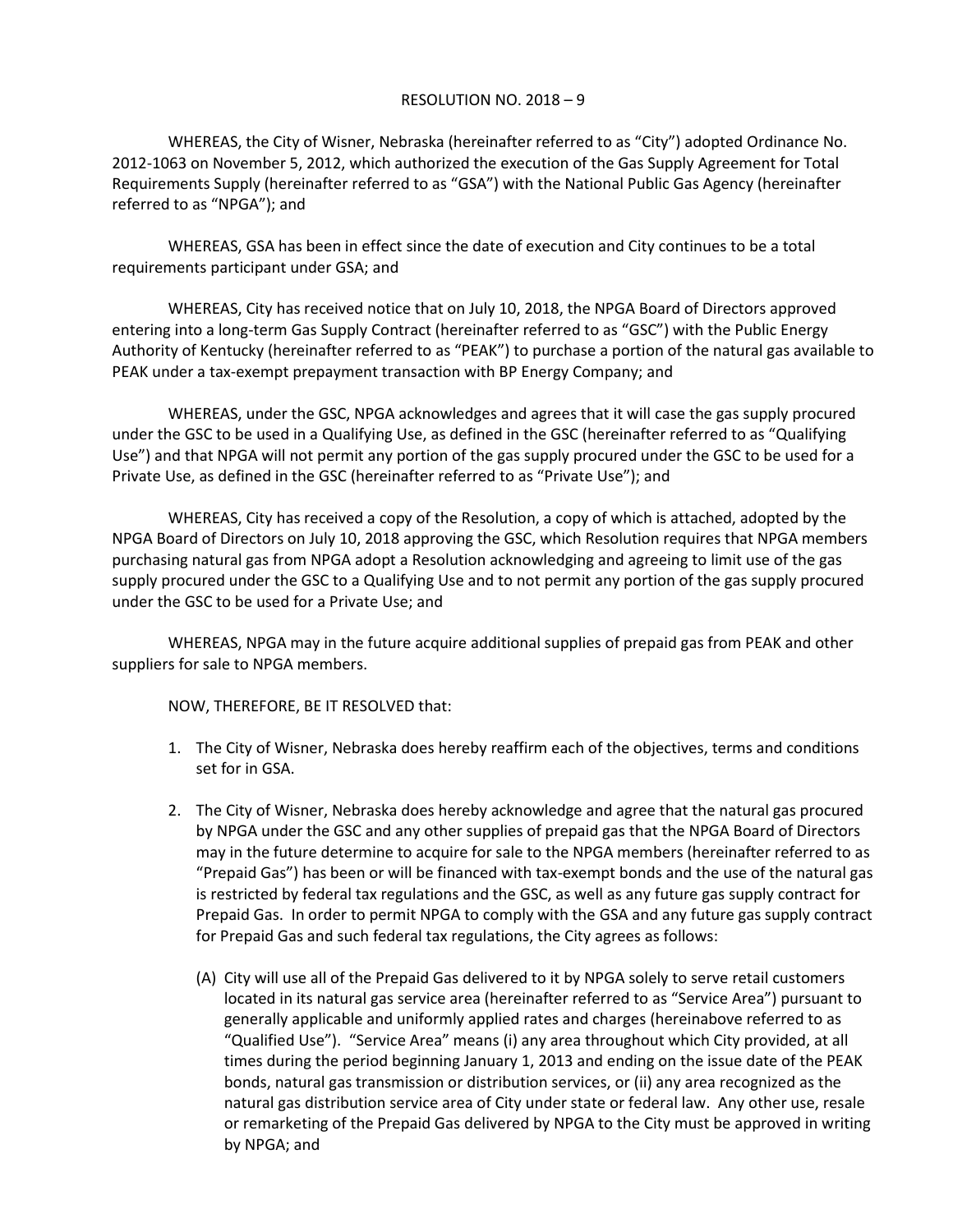RESOLUTION NO. 2018 – 9

WHEREAS, the City of Wisner, Nebraska (hereinafter referred to as "City") adopted Ordinance No. 2012-1063 on November 5, 2012, which authorized the execution of the Gas Supply Agreement for Total Requirements Supply (hereinafter referred to as "GSA") with the National Public Gas Agency (hereinafter referred to as "NPGA"); and

WHEREAS, GSA has been in effect since the date of execution and City continues to be a total requirements participant under GSA; and

WHEREAS, City has received notice that on July 10, 2018, the NPGA Board of Directors approved entering into a long-term Gas Supply Contract (hereinafter referred to as "GSC") with the Public Energy Authority of Kentucky (hereinafter referred to as "PEAK") to purchase a portion of the natural gas available to PEAK under a tax-exempt prepayment transaction with BP Energy Company; and

WHEREAS, under the GSC, NPGA acknowledges and agrees that it will case the gas supply procured under the GSC to be used in a Qualifying Use, as defined in the GSC (hereinafter referred to as "Qualifying Use") and that NPGA will not permit any portion of the gas supply procured under the GSC to be used for a Private Use, as defined in the GSC (hereinafter referred to as "Private Use"); and

WHEREAS, City has received a copy of the Resolution, a copy of which is attached, adopted by the NPGA Board of Directors on July 10, 2018 approving the GSC, which Resolution requires that NPGA members purchasing natural gas from NPGA adopt a Resolution acknowledging and agreeing to limit use of the gas supply procured under the GSC to a Qualifying Use and to not permit any portion of the gas supply procured under the GSC to be used for a Private Use; and

WHEREAS, NPGA may in the future acquire additional supplies of prepaid gas from PEAK and other suppliers for sale to NPGA members.

NOW, THEREFORE, BE IT RESOLVED that:

1. The City of Wisner, Nebraska does hereby reaffirm each of the objectives, terms and conditions set for in GSA.

2. The City of Wisner, Nebraska does hereby acknowledge and agree that the natural gas procured by NPGA under the GSC and any other supplies of prepaid gas that the NPGA Board of Directors may in the future determine to acquire for sale to the NPGA members (hereinafter referred to as "Prepaid Gas") has been or will be financed with tax-exempt bonds and the use of the natural gas is restricted by federal tax regulations and the GSC, as well as any future gas supply contract for Prepaid Gas. In order to permit NPGA to comply with the GSA and any future gas supply contract for Prepaid Gas and such federal tax regulations, the City agrees as follows:

   (A) City will use all of the Prepaid Gas delivered to it by NPGA solely to serve retail customers located in its natural gas service area (hereinafter referred to as "Service Area") pursuant to generally applicable and uniformly applied rates and charges (hereinabove referred to as "Qualified Use"). "Service Area" means (i) any area throughout which City provided, at all times during the period beginning January 1, 2013 and ending on the issue date of the PEAK bonds, natural gas transmission or distribution services, or (ii) any area recognized as the natural gas distribution service area of City under state or federal law. Any other use, resale or remarketing of the Prepaid Gas delivered by NPGA to the City must be approved in writing by NPGA; and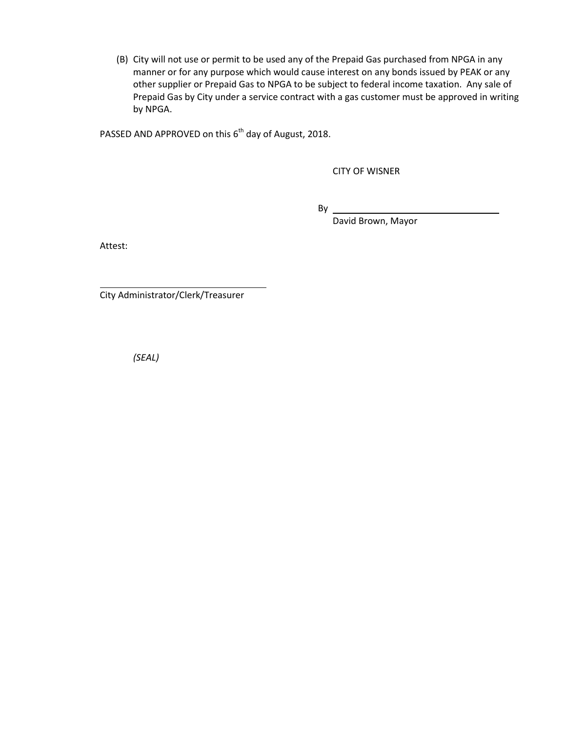(B) City will not use or permit to be used any of the Prepaid Gas purchased from NPGA in any manner or for any purpose which would cause interest on any bonds issued by PEAK or any other supplier or Prepaid Gas to NPGA to be subject to federal income taxation. Any sale of Prepaid Gas by City under a service contract with a gas customer must be approved in writing by NPGA.

PASSED AND APPROVED on this 6th day of August, 2018.

CITY OF WISNER

By ________________________________
David Brown, Mayor

Attest:

________________________________
City Administrator/Clerk/Treasurer

*(SEAL)*